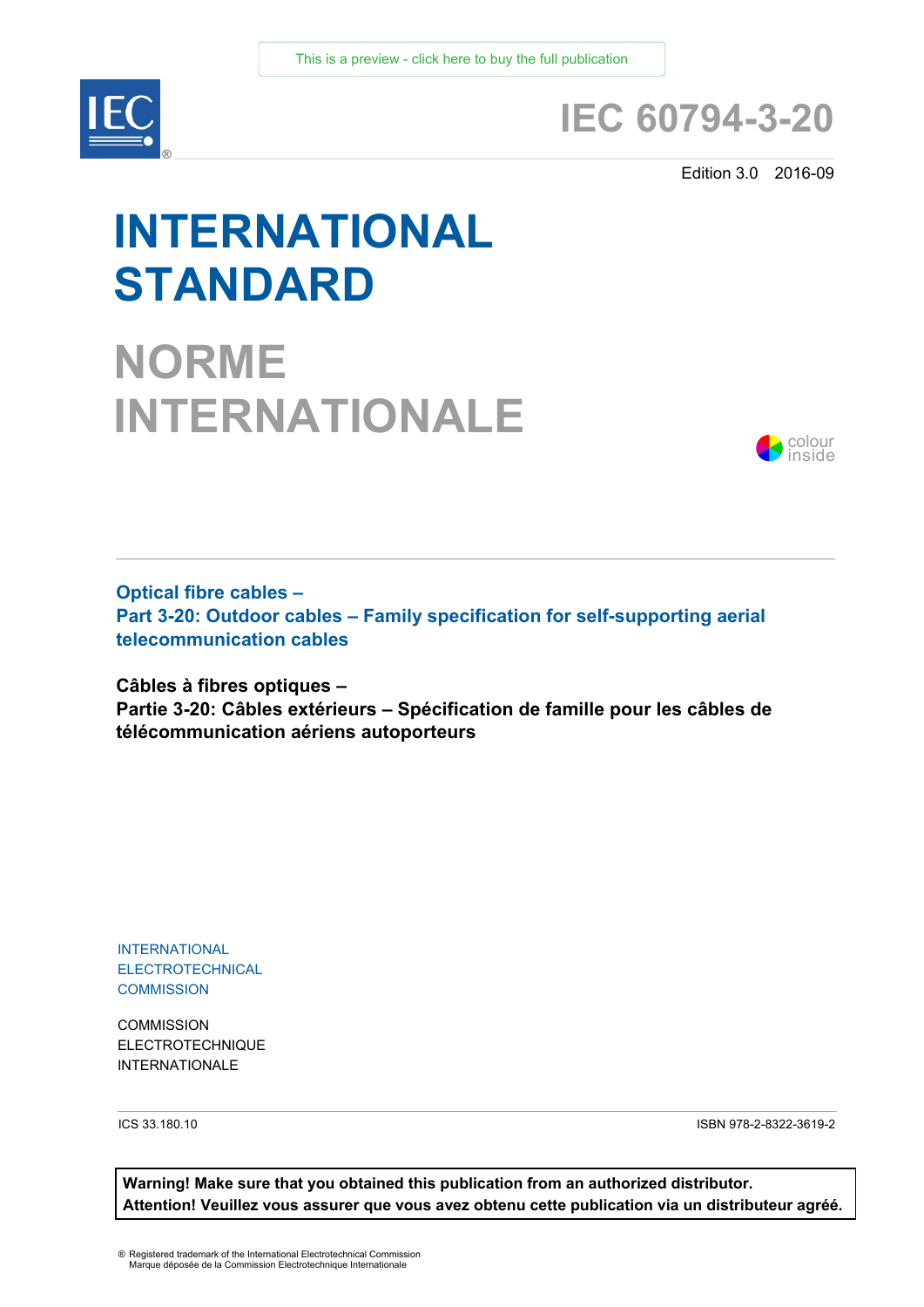This is a preview - click here to buy the full publication

# IEC 60794-3-20

Edition 3.0 2016-09

# INTERNATIONAL STANDARD

# NORME INTERNATIONALE

colour inside

## Optical fibre cables –
## Part 3-20: Outdoor cables – Family specification for self-supporting aerial telecommunication cables

## Câbles à fibres optiques –
## Partie 3-20: Câbles extérieurs – Spécification de famille pour les câbles de télécommunication aériens autoporteurs

INTERNATIONAL
ELECTROTECHNICAL
COMMISSION

COMMISSION
ELECTROTECHNIQUE
INTERNATIONALE

ICS 33.180.10

ISBN 978-2-8322-3619-2

**Warning! Make sure that you obtained this publication from an authorized distributor.**
**Attention! Veuillez vous assurer que vous avez obtenu cette publication via un distributeur agréé.**

® Registered trademark of the International Electrotechnical Commission
Marque déposée de la Commission Electrotechnique Internationale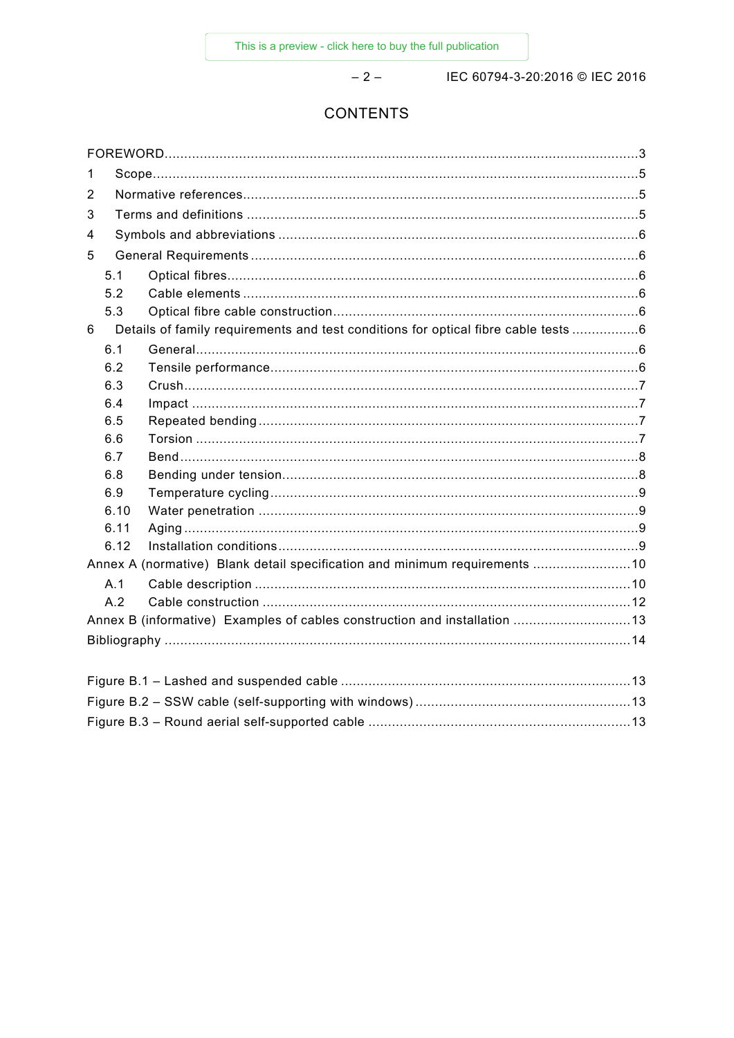# CONTENTS

FOREWORD........................................................................................................................3

1 Scope............................................................................................................................5

2 Normative references......................................................................................................5

3 Terms and definitions .....................................................................................................5

4 Symbols and abbreviations .............................................................................................6

5 General Requirements ....................................................................................................6

- 5.1 Optical fibres..........................................................................................................6
- 5.2 Cable elements ......................................................................................................6
- 5.3 Optical fibre cable construction...............................................................................6

6 Details of family requirements and test conditions for optical fibre cable tests .................6

- 6.1 General..................................................................................................................6
- 6.2 Tensile performance...............................................................................................6
- 6.3 Crush.....................................................................................................................7
- 6.4 Impact ...................................................................................................................7
- 6.5 Repeated bending ..................................................................................................7
- 6.6 Torsion ..................................................................................................................7
- 6.7 Bend......................................................................................................................8
- 6.8 Bending under tension............................................................................................8
- 6.9 Temperature cycling...............................................................................................9
- 6.10 Water penetration ..................................................................................................9
- 6.11 Aging.....................................................................................................................9
- 6.12 Installation conditions.............................................................................................9

Annex A (normative) Blank detail specification and minimum requirements .........................10

- A.1 Cable description .................................................................................................10
- A.2 Cable construction ...............................................................................................12

Annex B (informative) Examples of cables construction and installation ..............................13

Bibliography .......................................................................................................................14

Figure B.1 – Lashed and suspended cable .........................................................................13

Figure B.2 – SSW cable (self-supporting with windows).......................................................13

Figure B.3 – Round aerial self-supported cable ..................................................................13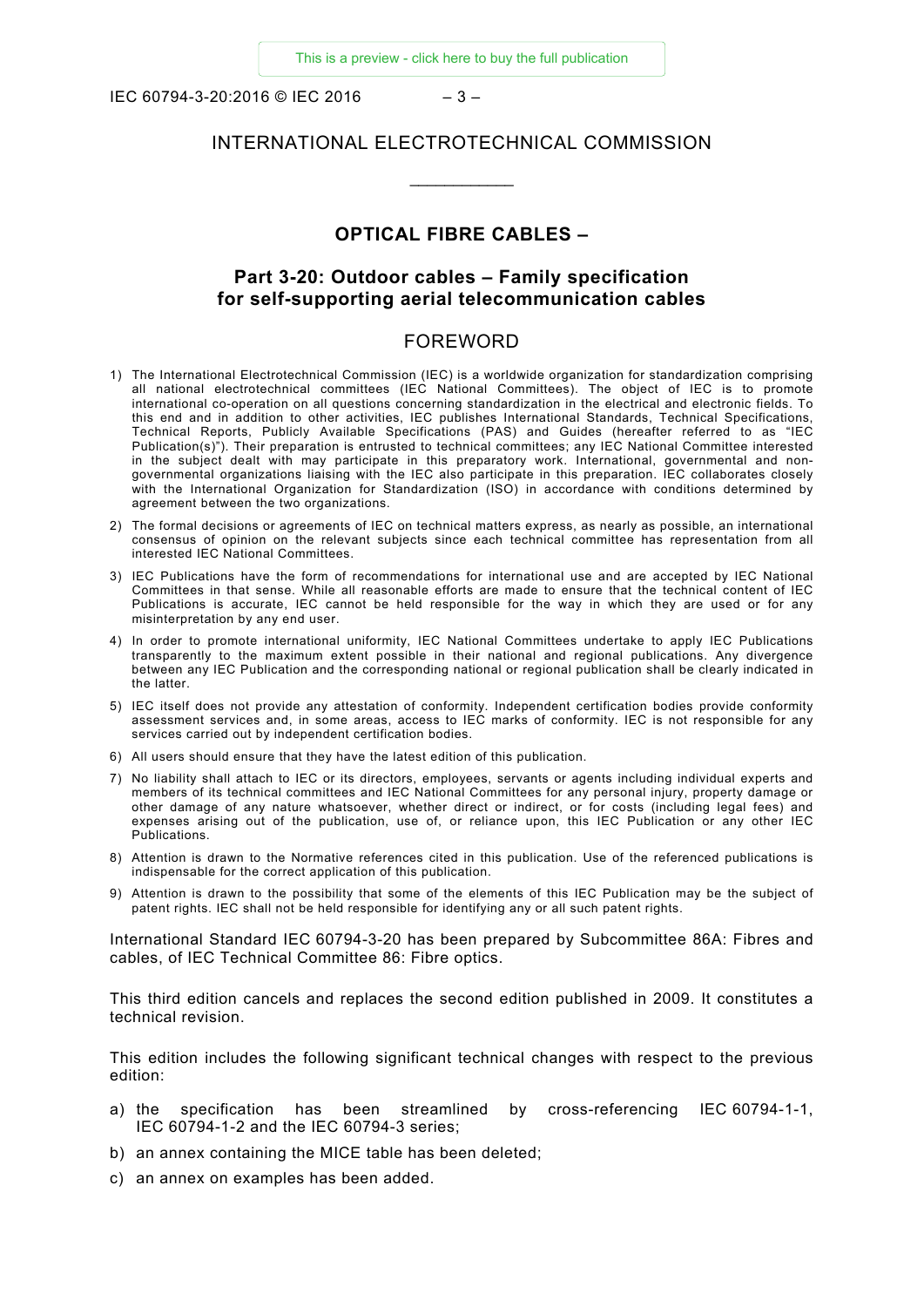# INTERNATIONAL ELECTROTECHNICAL COMMISSION

\_\_\_\_\_\_\_\_\_\_\_\_

## OPTICAL FIBRE CABLES –

## Part 3-20: Outdoor cables – Family specification for self-supporting aerial telecommunication cables

## FOREWORD

1) The International Electrotechnical Commission (IEC) is a worldwide organization for standardization comprising all national electrotechnical committees (IEC National Committees). The object of IEC is to promote international co-operation on all questions concerning standardization in the electrical and electronic fields. To this end and in addition to other activities, IEC publishes International Standards, Technical Specifications, Technical Reports, Publicly Available Specifications (PAS) and Guides (hereafter referred to as "IEC Publication(s)"). Their preparation is entrusted to technical committees; any IEC National Committee interested in the subject dealt with may participate in this preparatory work. International, governmental and non-governmental organizations liaising with the IEC also participate in this preparation. IEC collaborates closely with the International Organization for Standardization (ISO) in accordance with conditions determined by agreement between the two organizations.
2) The formal decisions or agreements of IEC on technical matters express, as nearly as possible, an international consensus of opinion on the relevant subjects since each technical committee has representation from all interested IEC National Committees.
3) IEC Publications have the form of recommendations for international use and are accepted by IEC National Committees in that sense. While all reasonable efforts are made to ensure that the technical content of IEC Publications is accurate, IEC cannot be held responsible for the way in which they are used or for any misinterpretation by any end user.
4) In order to promote international uniformity, IEC National Committees undertake to apply IEC Publications transparently to the maximum extent possible in their national and regional publications. Any divergence between any IEC Publication and the corresponding national or regional publication shall be clearly indicated in the latter.
5) IEC itself does not provide any attestation of conformity. Independent certification bodies provide conformity assessment services and, in some areas, access to IEC marks of conformity. IEC is not responsible for any services carried out by independent certification bodies.
6) All users should ensure that they have the latest edition of this publication.
7) No liability shall attach to IEC or its directors, employees, servants or agents including individual experts and members of its technical committees and IEC National Committees for any personal injury, property damage or other damage of any nature whatsoever, whether direct or indirect, or for costs (including legal fees) and expenses arising out of the publication, use of, or reliance upon, this IEC Publication or any other IEC Publications.
8) Attention is drawn to the Normative references cited in this publication. Use of the referenced publications is indispensable for the correct application of this publication.
9) Attention is drawn to the possibility that some of the elements of this IEC Publication may be the subject of patent rights. IEC shall not be held responsible for identifying any or all such patent rights.

International Standard IEC 60794-3-20 has been prepared by Subcommittee 86A: Fibres and cables, of IEC Technical Committee 86: Fibre optics.

This third edition cancels and replaces the second edition published in 2009. It constitutes a technical revision.

This edition includes the following significant technical changes with respect to the previous edition:

a) the specification has been streamlined by cross-referencing IEC 60794-1-1, IEC 60794-1-2 and the IEC 60794-3 series;
b) an annex containing the MICE table has been deleted;
c) an annex on examples has been added.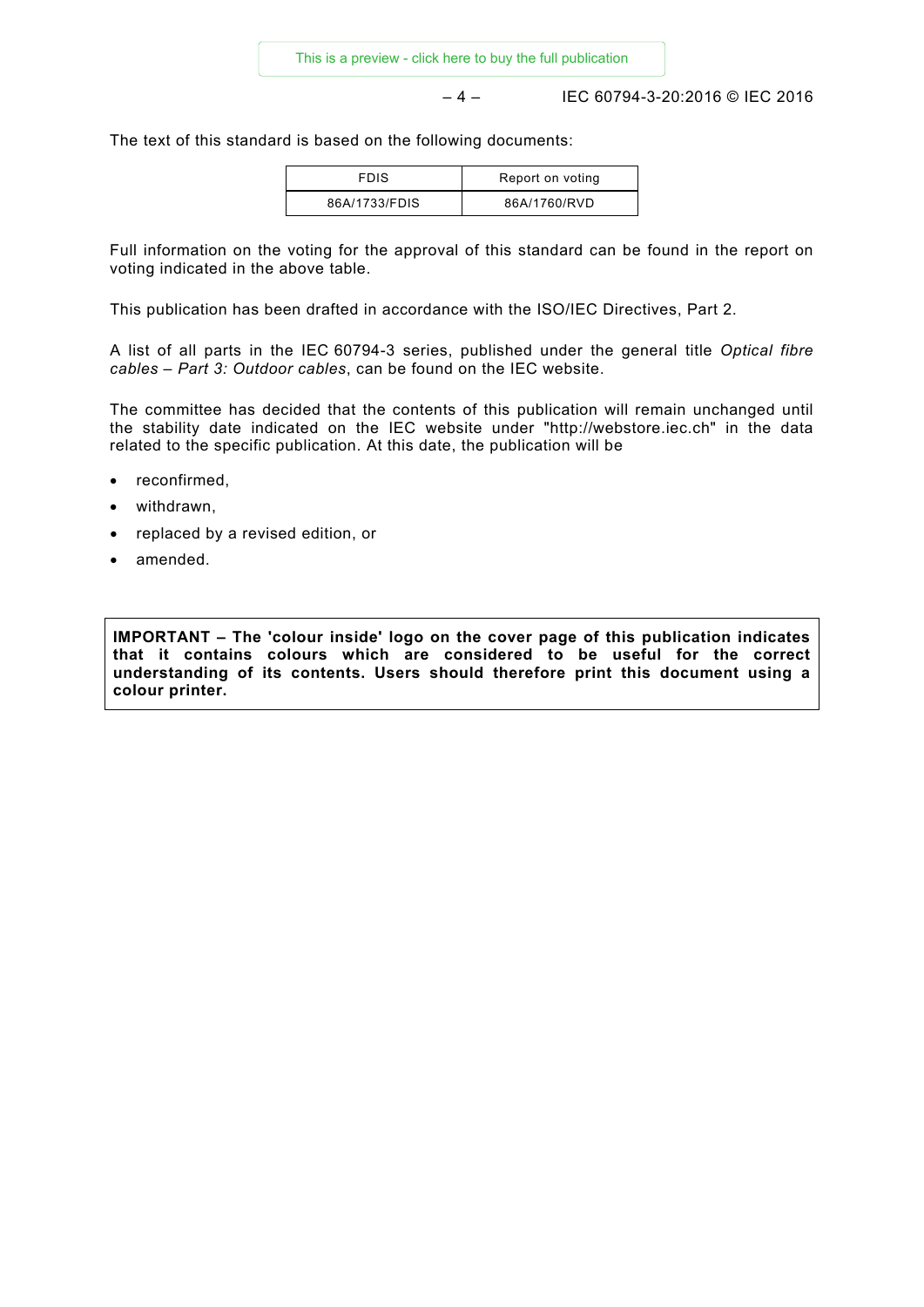The text of this standard is based on the following documents:

| FDIS | Report on voting |
|---|---|
| 86A/1733/FDIS | 86A/1760/RVD |

Full information on the voting for the approval of this standard can be found in the report on voting indicated in the above table.

This publication has been drafted in accordance with the ISO/IEC Directives, Part 2.

A list of all parts in the IEC 60794-3 series, published under the general title *Optical fibre cables – Part 3: Outdoor cables*, can be found on the IEC website.

The committee has decided that the contents of this publication will remain unchanged until the stability date indicated on the IEC website under "http://webstore.iec.ch" in the data related to the specific publication. At this date, the publication will be

- reconfirmed,
- withdrawn,
- replaced by a revised edition, or
- amended.

**IMPORTANT – The 'colour inside' logo on the cover page of this publication indicates that it contains colours which are considered to be useful for the correct understanding of its contents. Users should therefore print this document using a colour printer.**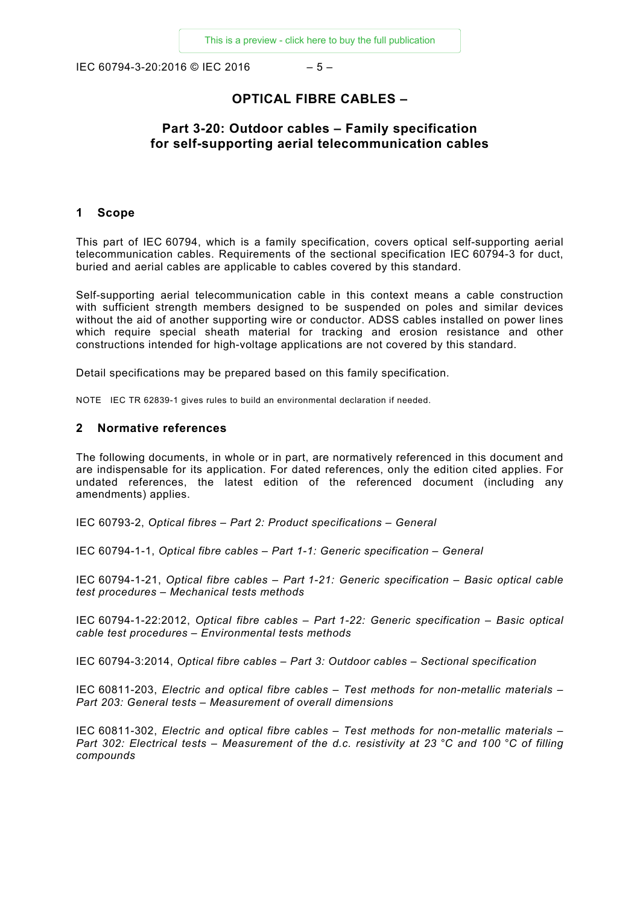# OPTICAL FIBRE CABLES –

## Part 3-20: Outdoor cables – Family specification for self-supporting aerial telecommunication cables

## 1 Scope

This part of IEC 60794, which is a family specification, covers optical self-supporting aerial telecommunication cables. Requirements of the sectional specification IEC 60794-3 for duct, buried and aerial cables are applicable to cables covered by this standard.

Self-supporting aerial telecommunication cable in this context means a cable construction with sufficient strength members designed to be suspended on poles and similar devices without the aid of another supporting wire or conductor. ADSS cables installed on power lines which require special sheath material for tracking and erosion resistance and other constructions intended for high-voltage applications are not covered by this standard.

Detail specifications may be prepared based on this family specification.

NOTE IEC TR 62839-1 gives rules to build an environmental declaration if needed.

## 2 Normative references

The following documents, in whole or in part, are normatively referenced in this document and are indispensable for its application. For dated references, only the edition cited applies. For undated references, the latest edition of the referenced document (including any amendments) applies.

IEC 60793-2, *Optical fibres – Part 2: Product specifications – General*

IEC 60794-1-1, *Optical fibre cables – Part 1-1: Generic specification – General*

IEC 60794-1-21, *Optical fibre cables – Part 1-21: Generic specification – Basic optical cable test procedures – Mechanical tests methods*

IEC 60794-1-22:2012, *Optical fibre cables – Part 1-22: Generic specification – Basic optical cable test procedures – Environmental tests methods*

IEC 60794-3:2014, *Optical fibre cables – Part 3: Outdoor cables – Sectional specification*

IEC 60811-203, *Electric and optical fibre cables – Test methods for non-metallic materials – Part 203: General tests – Measurement of overall dimensions*

IEC 60811-302, *Electric and optical fibre cables – Test methods for non-metallic materials – Part 302: Electrical tests – Measurement of the d.c. resistivity at 23 °C and 100 °C of filling compounds*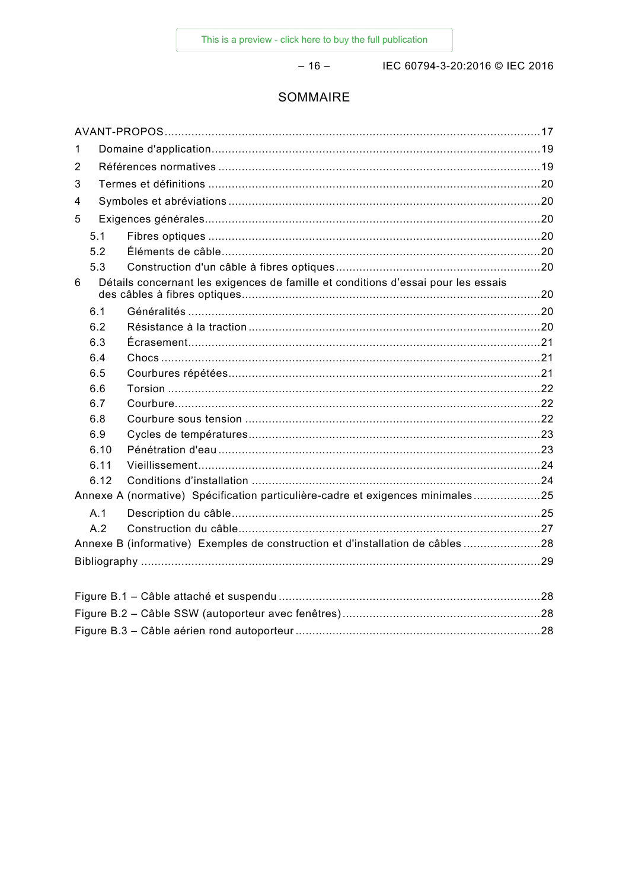# SOMMAIRE

AVANT-PROPOS...............................................................................................................17
1 Domaine d'application.................................................................................................19
2 Références normatives ...............................................................................................19
3 Termes et définitions ..................................................................................................20
4 Symboles et abréviations ............................................................................................20
5 Exigences générales...................................................................................................20
 5.1 Fibres optiques ..................................................................................................20
 5.2 Éléments de câble..............................................................................................20
 5.3 Construction d'un câble à fibres optiques ............................................................20
6 Détails concernant les exigences de famille et conditions d’essai pour les essais des câbles à fibres optiques........................................................................................20
 6.1 Généralités ........................................................................................................20
 6.2 Résistance à la traction ......................................................................................20
 6.3 Écrasement........................................................................................................21
 6.4 Chocs ................................................................................................................21
 6.5 Courbures répétées............................................................................................21
 6.6 Torsion ..............................................................................................................22
 6.7 Courbure............................................................................................................22
 6.8 Courbure sous tension .......................................................................................22
 6.9 Cycles de températures......................................................................................23
 6.10 Pénétration d'eau ...............................................................................................23
 6.11 Vieillissement.....................................................................................................24
 6.12 Conditions d’installation .....................................................................................24
Annexe A (normative) Spécification particulière-cadre et exigences minimales....................25
 A.1 Description du câble...........................................................................................25
 A.2 Construction du câble.........................................................................................27
Annexe B (informative) Exemples de construction et d'installation de câbles .......................28
Bibliography ......................................................................................................................29

Figure B.1 – Câble attaché et suspendu .............................................................................28
Figure B.2 – Câble SSW (autoporteur avec fenêtres)..........................................................28
Figure B.3 – Câble aérien rond autoporteur ........................................................................28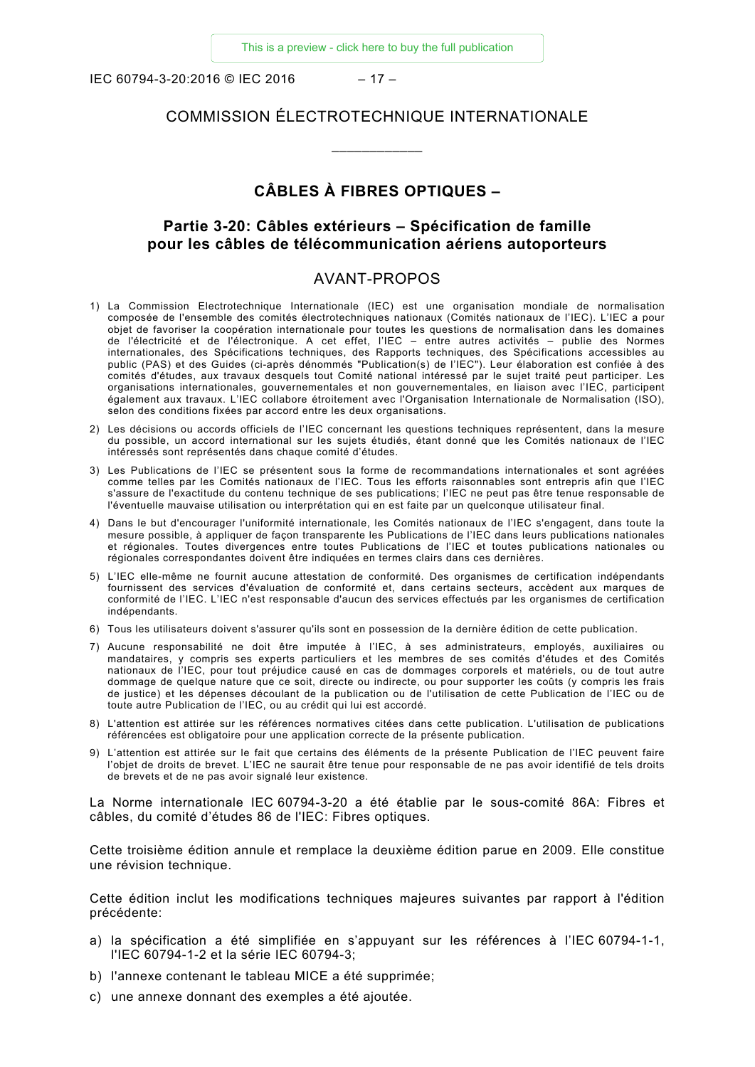# COMMISSION ÉLECTROTECHNIQUE INTERNATIONALE

\_\_\_\_\_\_\_\_\_\_\_\_

## CÂBLES À FIBRES OPTIQUES –

## Partie 3-20: Câbles extérieurs – Spécification de famille pour les câbles de télécommunication aériens autoporteurs

## AVANT-PROPOS

1) La Commission Electrotechnique Internationale (IEC) est une organisation mondiale de normalisation composée de l'ensemble des comités électrotechniques nationaux (Comités nationaux de l'IEC). L'IEC a pour objet de favoriser la coopération internationale pour toutes les questions de normalisation dans les domaines de l'électricité et de l'électronique. A cet effet, l'IEC – entre autres activités – publie des Normes internationales, des Spécifications techniques, des Rapports techniques, des Spécifications accessibles au public (PAS) et des Guides (ci-après dénommés "Publication(s) de l'IEC"). Leur élaboration est confiée à des comités d'études, aux travaux desquels tout Comité national intéressé par le sujet traité peut participer. Les organisations internationales, gouvernementales et non gouvernementales, en liaison avec l'IEC, participent également aux travaux. L'IEC collabore étroitement avec l'Organisation Internationale de Normalisation (ISO), selon des conditions fixées par accord entre les deux organisations.
2) Les décisions ou accords officiels de l'IEC concernant les questions techniques représentent, dans la mesure du possible, un accord international sur les sujets étudiés, étant donné que les Comités nationaux de l'IEC intéressés sont représentés dans chaque comité d'études.
3) Les Publications de l'IEC se présentent sous la forme de recommandations internationales et sont agréées comme telles par les Comités nationaux de l'IEC. Tous les efforts raisonnables sont entrepris afin que l'IEC s'assure de l'exactitude du contenu technique de ses publications; l'IEC ne peut pas être tenue responsable de l'éventuelle mauvaise utilisation ou interprétation qui en est faite par un quelconque utilisateur final.
4) Dans le but d'encourager l'uniformité internationale, les Comités nationaux de l'IEC s'engagent, dans toute la mesure possible, à appliquer de façon transparente les Publications de l'IEC dans leurs publications nationales et régionales. Toutes divergences entre toutes Publications de l'IEC et toutes publications nationales ou régionales correspondantes doivent être indiquées en termes clairs dans ces dernières.
5) L'IEC elle-même ne fournit aucune attestation de conformité. Des organismes de certification indépendants fournissent des services d'évaluation de conformité et, dans certains secteurs, accèdent aux marques de conformité de l'IEC. L'IEC n'est responsable d'aucun des services effectués par les organismes de certification indépendants.
6) Tous les utilisateurs doivent s'assurer qu'ils sont en possession de la dernière édition de cette publication.
7) Aucune responsabilité ne doit être imputée à l'IEC, à ses administrateurs, employés, auxiliaires ou mandataires, y compris ses experts particuliers et les membres de ses comités d'études et des Comités nationaux de l'IEC, pour tout préjudice causé en cas de dommages corporels et matériels, ou de tout autre dommage de quelque nature que ce soit, directe ou indirecte, ou pour supporter les coûts (y compris les frais de justice) et les dépenses découlant de la publication ou de l'utilisation de cette Publication de l'IEC ou de toute autre Publication de l'IEC, ou au crédit qui lui est accordé.
8) L'attention est attirée sur les références normatives citées dans cette publication. L'utilisation de publications référencées est obligatoire pour une application correcte de la présente publication.
9) L'attention est attirée sur le fait que certains des éléments de la présente Publication de l'IEC peuvent faire l'objet de droits de brevet. L'IEC ne saurait être tenue pour responsable de ne pas avoir identifié de tels droits de brevets et de ne pas avoir signalé leur existence.

La Norme internationale IEC 60794-3-20 a été établie par le sous-comité 86A: Fibres et câbles, du comité d'études 86 de l'IEC: Fibres optiques.

Cette troisième édition annule et remplace la deuxième édition parue en 2009. Elle constitue une révision technique.

Cette édition inclut les modifications techniques majeures suivantes par rapport à l'édition précédente:

a) la spécification a été simplifiée en s'appuyant sur les références à l'IEC 60794-1-1, l'IEC 60794-1-2 et la série IEC 60794-3;
b) l'annexe contenant le tableau MICE a été supprimée;
c) une annexe donnant des exemples a été ajoutée.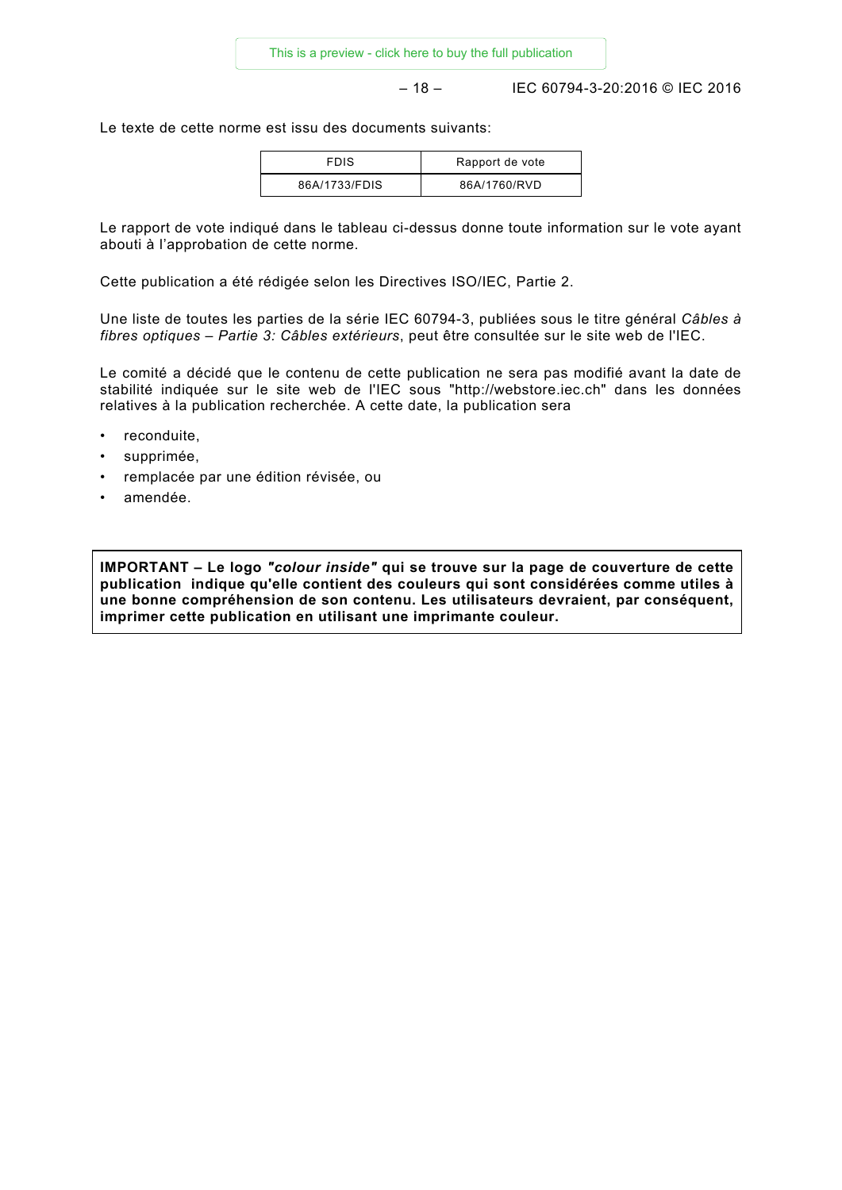Le texte de cette norme est issu des documents suivants:

| FDIS | Rapport de vote |
| --- | --- |
| 86A/1733/FDIS | 86A/1760/RVD |

Le rapport de vote indiqué dans le tableau ci-dessus donne toute information sur le vote ayant abouti à l'approbation de cette norme.

Cette publication a été rédigée selon les Directives ISO/IEC, Partie 2.

Une liste de toutes les parties de la série IEC 60794-3, publiées sous le titre général *Câbles à fibres optiques – Partie 3: Câbles extérieurs*, peut être consultée sur le site web de l'IEC.

Le comité a décidé que le contenu de cette publication ne sera pas modifié avant la date de stabilité indiquée sur le site web de l'IEC sous "http://webstore.iec.ch" dans les données relatives à la publication recherchée. A cette date, la publication sera

- reconduite,
- supprimée,
- remplacée par une édition révisée, ou
- amendée.

**IMPORTANT – Le logo *"colour inside"* qui se trouve sur la page de couverture de cette publication indique qu'elle contient des couleurs qui sont considérées comme utiles à une bonne compréhension de son contenu. Les utilisateurs devraient, par conséquent, imprimer cette publication en utilisant une imprimante couleur.**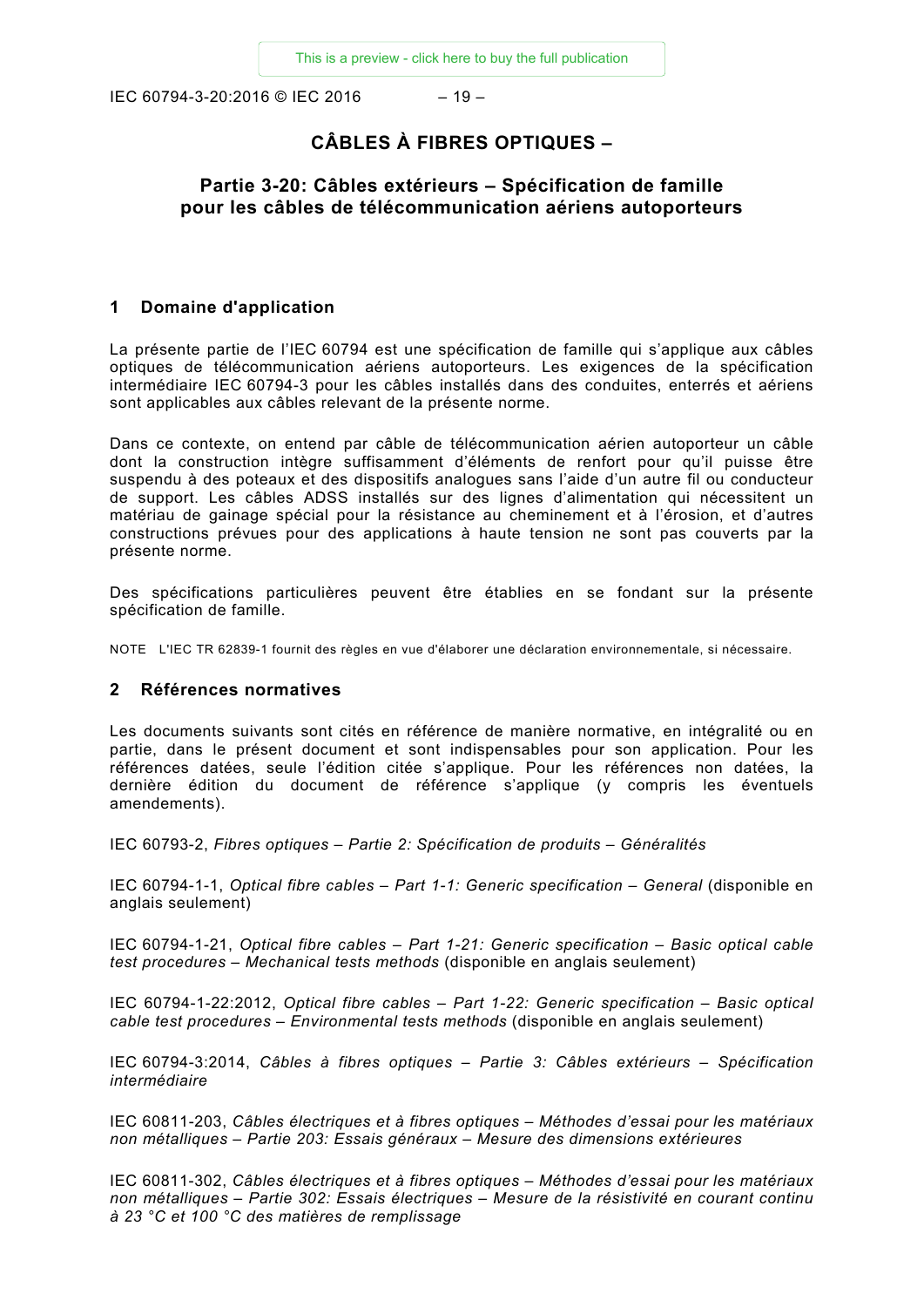# CÂBLES À FIBRES OPTIQUES –

## Partie 3-20: Câbles extérieurs – Spécification de famille pour les câbles de télécommunication aériens autoporteurs

### 1 Domaine d'application

La présente partie de l'IEC 60794 est une spécification de famille qui s'applique aux câbles optiques de télécommunication aériens autoporteurs. Les exigences de la spécification intermédiaire IEC 60794-3 pour les câbles installés dans des conduites, enterrés et aériens sont applicables aux câbles relevant de la présente norme.

Dans ce contexte, on entend par câble de télécommunication aérien autoporteur un câble dont la construction intègre suffisamment d'éléments de renfort pour qu'il puisse être suspendu à des poteaux et des dispositifs analogues sans l'aide d'un autre fil ou conducteur de support. Les câbles ADSS installés sur des lignes d'alimentation qui nécessitent un matériau de gainage spécial pour la résistance au cheminement et à l'érosion, et d'autres constructions prévues pour des applications à haute tension ne sont pas couverts par la présente norme.

Des spécifications particulières peuvent être établies en se fondant sur la présente spécification de famille.

NOTE L'IEC TR 62839-1 fournit des règles en vue d'élaborer une déclaration environnementale, si nécessaire.

### 2 Références normatives

Les documents suivants sont cités en référence de manière normative, en intégralité ou en partie, dans le présent document et sont indispensables pour son application. Pour les références datées, seule l'édition citée s'applique. Pour les références non datées, la dernière édition du document de référence s'applique (y compris les éventuels amendements).

IEC 60793-2, *Fibres optiques – Partie 2: Spécification de produits – Généralités*

IEC 60794-1-1, *Optical fibre cables – Part 1-1: Generic specification – General* (disponible en anglais seulement)

IEC 60794-1-21, *Optical fibre cables – Part 1-21: Generic specification – Basic optical cable test procedures – Mechanical tests methods* (disponible en anglais seulement)

IEC 60794-1-22:2012, *Optical fibre cables – Part 1-22: Generic specification – Basic optical cable test procedures – Environmental tests methods* (disponible en anglais seulement)

IEC 60794-3:2014, *Câbles à fibres optiques – Partie 3: Câbles extérieurs – Spécification intermédiaire*

IEC 60811-203, *Câbles électriques et à fibres optiques – Méthodes d'essai pour les matériaux non métalliques – Partie 203: Essais généraux – Mesure des dimensions extérieures*

IEC 60811-302, *Câbles électriques et à fibres optiques – Méthodes d'essai pour les matériaux non métalliques – Partie 302: Essais électriques – Mesure de la résistivité en courant continu à 23 °C et 100 °C des matières de remplissage*